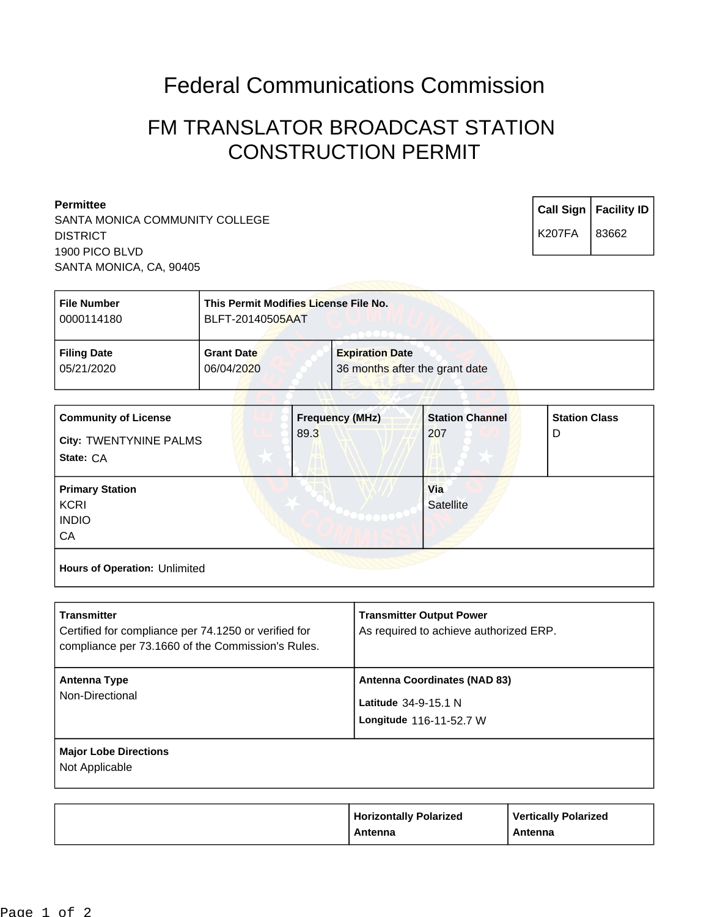# Federal Communications Commission

## FM TRANSLATOR BROADCAST STATION CONSTRUCTION PERMIT

**Permittee**
SANTA MONICA COMMUNITY COLLEGE DISTRICT
1900 PICO BLVD
SANTA MONICA, CA, 90405

| Call Sign | Facility ID |
| --- | --- |
| K207FA | 83662 |

| File Number | This Permit Modifies License File No. |
| --- | --- |
| 0000114180 | BLFT-20140505AAT |

| Filing Date | Grant Date | Expiration Date |
| --- | --- | --- |
| 05/21/2020 | 06/04/2020 | 36 months after the grant date |

| Community of License | Frequency (MHz) | Station Channel | Station Class |
| --- | --- | --- | --- |
| City: TWENTYNINE PALMS<br>State: CA | 89.3 | 207 | D |

| Primary Station | Via |
| --- | --- |
| KCRI<br>INDIO<br>CA | Satellite |

**Hours of Operation:** Unlimited

| Transmitter | Transmitter Output Power |
| --- | --- |
| Certified for compliance per 74.1250 or verified for compliance per 73.1660 of the Commission's Rules. | As required to achieve authorized ERP. |

| Antenna Type | Antenna Coordinates (NAD 83) |
| --- | --- |
| Non-Directional | Latitude 34-9-15.1 N<br>Longitude 116-11-52.7 W |

**Major Lobe Directions**
Not Applicable

| | Horizontally Polarized Antenna | Vertically Polarized Antenna |
| --- | --- | --- |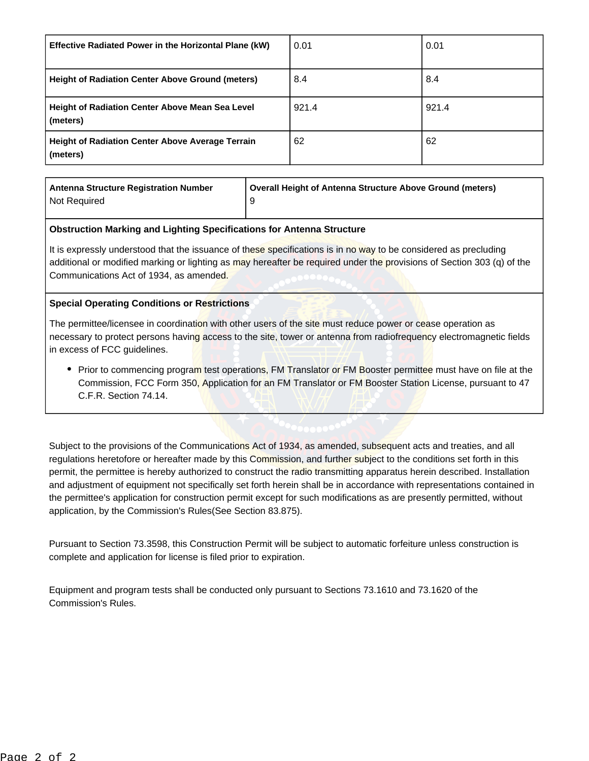| | | |
|---|---|---|
| **Effective Radiated Power in the Horizontal Plane (kW)** | 0.01 | 0.01 |
| **Height of Radiation Center Above Ground (meters)** | 8.4 | 8.4 |
| **Height of Radiation Center Above Mean Sea Level (meters)** | 921.4 | 921.4 |
| **Height of Radiation Center Above Average Terrain (meters)** | 62 | 62 |

| **Antenna Structure Registration Number** | **Overall Height of Antenna Structure Above Ground (meters)** |
|---|---|
| Not Required | 9 |

**Obstruction Marking and Lighting Specifications for Antenna Structure**

It is expressly understood that the issuance of these specifications is in no way to be considered as precluding additional or modified marking or lighting as may hereafter be required under the provisions of Section 303 (q) of the Communications Act of 1934, as amended.

**Special Operating Conditions or Restrictions**

The permittee/licensee in coordination with other users of the site must reduce power or cease operation as necessary to protect persons having access to the site, tower or antenna from radiofrequency electromagnetic fields in excess of FCC guidelines.

- Prior to commencing program test operations, FM Translator or FM Booster permittee must have on file at the Commission, FCC Form 350, Application for an FM Translator or FM Booster Station License, pursuant to 47 C.F.R. Section 74.14.

Subject to the provisions of the Communications Act of 1934, as amended, subsequent acts and treaties, and all regulations heretofore or hereafter made by this Commission, and further subject to the conditions set forth in this permit, the permittee is hereby authorized to construct the radio transmitting apparatus herein described. Installation and adjustment of equipment not specifically set forth herein shall be in accordance with representations contained in the permittee's application for construction permit except for such modifications as are presently permitted, without application, by the Commission's Rules(See Section 83.875).

Pursuant to Section 73.3598, this Construction Permit will be subject to automatic forfeiture unless construction is complete and application for license is filed prior to expiration.

Equipment and program tests shall be conducted only pursuant to Sections 73.1610 and 73.1620 of the Commission's Rules.